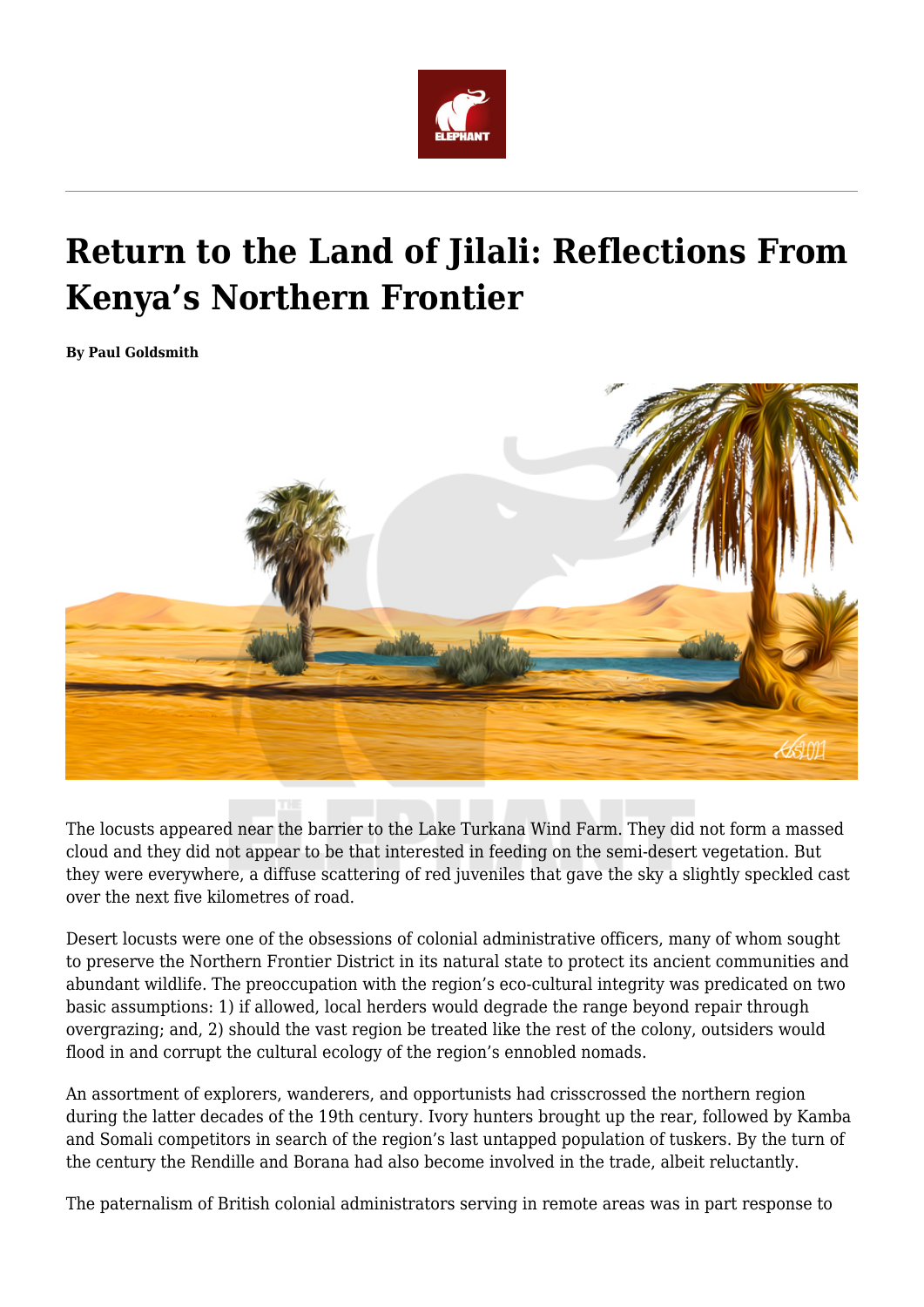# Return to the Land of Jilali: Reflections From Kenya's Northern Frontier

**By Paul Goldsmith**

The locusts appeared near the barrier to the Lake Turkana Wind Farm. They did not form a massed cloud and they did not appear to be that interested in feeding on the semi-desert vegetation. But they were everywhere, a diffuse scattering of red juveniles that gave the sky a slightly speckled cast over the next five kilometres of road.

Desert locusts were one of the obsessions of colonial administrative officers, many of whom sought to preserve the Northern Frontier District in its natural state to protect its ancient communities and abundant wildlife. The preoccupation with the region's eco-cultural integrity was predicated on two basic assumptions: 1) if allowed, local herders would degrade the range beyond repair through overgrazing; and, 2) should the vast region be treated like the rest of the colony, outsiders would flood in and corrupt the cultural ecology of the region's ennobled nomads.

An assortment of explorers, wanderers, and opportunists had crisscrossed the northern region during the latter decades of the 19th century. Ivory hunters brought up the rear, followed by Kamba and Somali competitors in search of the region's last untapped population of tuskers. By the turn of the century the Rendille and Borana had also become involved in the trade, albeit reluctantly.

The paternalism of British colonial administrators serving in remote areas was in part response to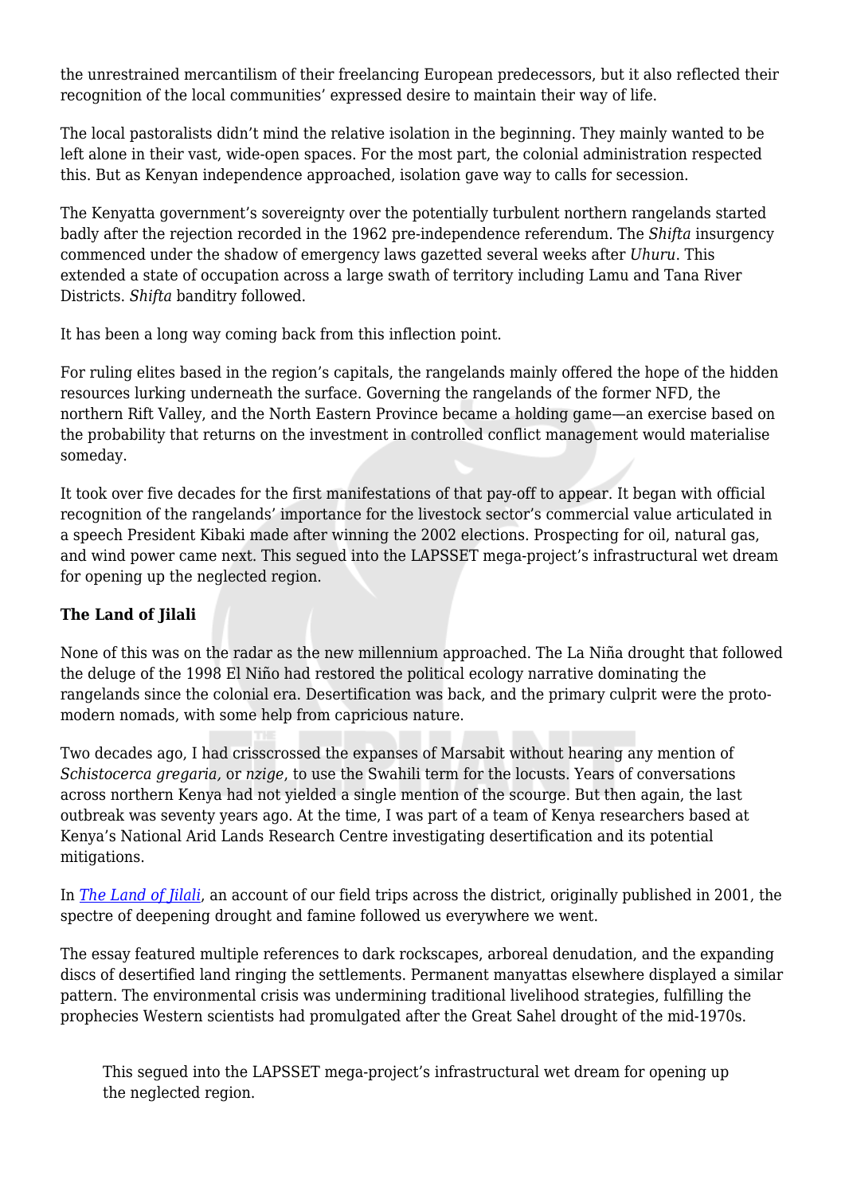the unrestrained mercantilism of their freelancing European predecessors, but it also reflected their recognition of the local communities' expressed desire to maintain their way of life.

The local pastoralists didn't mind the relative isolation in the beginning. They mainly wanted to be left alone in their vast, wide-open spaces. For the most part, the colonial administration respected this. But as Kenyan independence approached, isolation gave way to calls for secession.

The Kenyatta government's sovereignty over the potentially turbulent northern rangelands started badly after the rejection recorded in the 1962 pre-independence referendum. The *Shifta* insurgency commenced under the shadow of emergency laws gazetted several weeks after *Uhuru*. This extended a state of occupation across a large swath of territory including Lamu and Tana River Districts. *Shifta* banditry followed.

It has been a long way coming back from this inflection point.

For ruling elites based in the region's capitals, the rangelands mainly offered the hope of the hidden resources lurking underneath the surface. Governing the rangelands of the former NFD, the northern Rift Valley, and the North Eastern Province became a holding game—an exercise based on the probability that returns on the investment in controlled conflict management would materialise someday.

It took over five decades for the first manifestations of that pay-off to appear. It began with official recognition of the rangelands' importance for the livestock sector's commercial value articulated in a speech President Kibaki made after winning the 2002 elections. Prospecting for oil, natural gas, and wind power came next. This segued into the LAPSSET mega-project's infrastructural wet dream for opening up the neglected region.

**The Land of Jilali**

None of this was on the radar as the new millennium approached. The La Niña drought that followed the deluge of the 1998 El Niño had restored the political ecology narrative dominating the rangelands since the colonial era. Desertification was back, and the primary culprit were the proto-modern nomads, with some help from capricious nature.

Two decades ago, I had crisscrossed the expanses of Marsabit without hearing any mention of *Schistocerca gregaria*, or *nzige*, to use the Swahili term for the locusts. Years of conversations across northern Kenya had not yielded a single mention of the scourge. But then again, the last outbreak was seventy years ago. At the time, I was part of a team of Kenya researchers based at Kenya's National Arid Lands Research Centre investigating desertification and its potential mitigations.

In *The Land of Jilali*, an account of our field trips across the district, originally published in 2001, the spectre of deepening drought and famine followed us everywhere we went.

The essay featured multiple references to dark rockscapes, arboreal denudation, and the expanding discs of desertified land ringing the settlements. Permanent manyattas elsewhere displayed a similar pattern. The environmental crisis was undermining traditional livelihood strategies, fulfilling the prophecies Western scientists had promulgated after the Great Sahel drought of the mid-1970s.

> This segued into the LAPSSET mega-project's infrastructural wet dream for opening up the neglected region.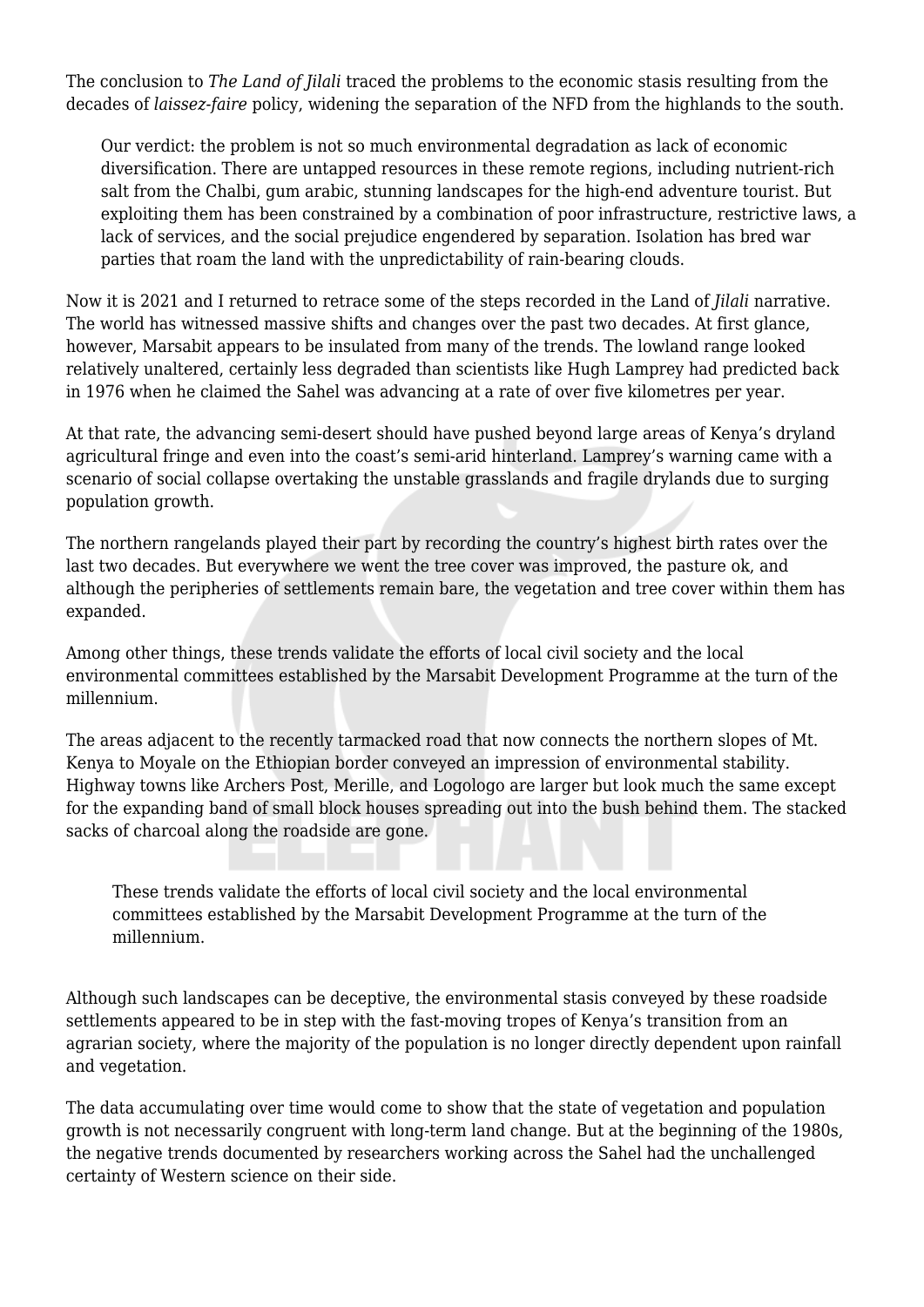The conclusion to *The Land of Jilali* traced the problems to the economic stasis resulting from the decades of *laissez-faire* policy, widening the separation of the NFD from the highlands to the south.

> Our verdict: the problem is not so much environmental degradation as lack of economic diversification. There are untapped resources in these remote regions, including nutrient-rich salt from the Chalbi, gum arabic, stunning landscapes for the high-end adventure tourist. But exploiting them has been constrained by a combination of poor infrastructure, restrictive laws, a lack of services, and the social prejudice engendered by separation. Isolation has bred war parties that roam the land with the unpredictability of rain-bearing clouds.

Now it is 2021 and I returned to retrace some of the steps recorded in the Land of *Jilali* narrative. The world has witnessed massive shifts and changes over the past two decades. At first glance, however, Marsabit appears to be insulated from many of the trends. The lowland range looked relatively unaltered, certainly less degraded than scientists like Hugh Lamprey had predicted back in 1976 when he claimed the Sahel was advancing at a rate of over five kilometres per year.

At that rate, the advancing semi-desert should have pushed beyond large areas of Kenya's dryland agricultural fringe and even into the coast's semi-arid hinterland. Lamprey's warning came with a scenario of social collapse overtaking the unstable grasslands and fragile drylands due to surging population growth.

The northern rangelands played their part by recording the country's highest birth rates over the last two decades. But everywhere we went the tree cover was improved, the pasture ok, and although the peripheries of settlements remain bare, the vegetation and tree cover within them has expanded.

Among other things, these trends validate the efforts of local civil society and the local environmental committees established by the Marsabit Development Programme at the turn of the millennium.

The areas adjacent to the recently tarmacked road that now connects the northern slopes of Mt. Kenya to Moyale on the Ethiopian border conveyed an impression of environmental stability. Highway towns like Archers Post, Merille, and Logologo are larger but look much the same except for the expanding band of small block houses spreading out into the bush behind them. The stacked sacks of charcoal along the roadside are gone.

> These trends validate the efforts of local civil society and the local environmental committees established by the Marsabit Development Programme at the turn of the millennium.

Although such landscapes can be deceptive, the environmental stasis conveyed by these roadside settlements appeared to be in step with the fast-moving tropes of Kenya's transition from an agrarian society, where the majority of the population is no longer directly dependent upon rainfall and vegetation.

The data accumulating over time would come to show that the state of vegetation and population growth is not necessarily congruent with long-term land change. But at the beginning of the 1980s, the negative trends documented by researchers working across the Sahel had the unchallenged certainty of Western science on their side.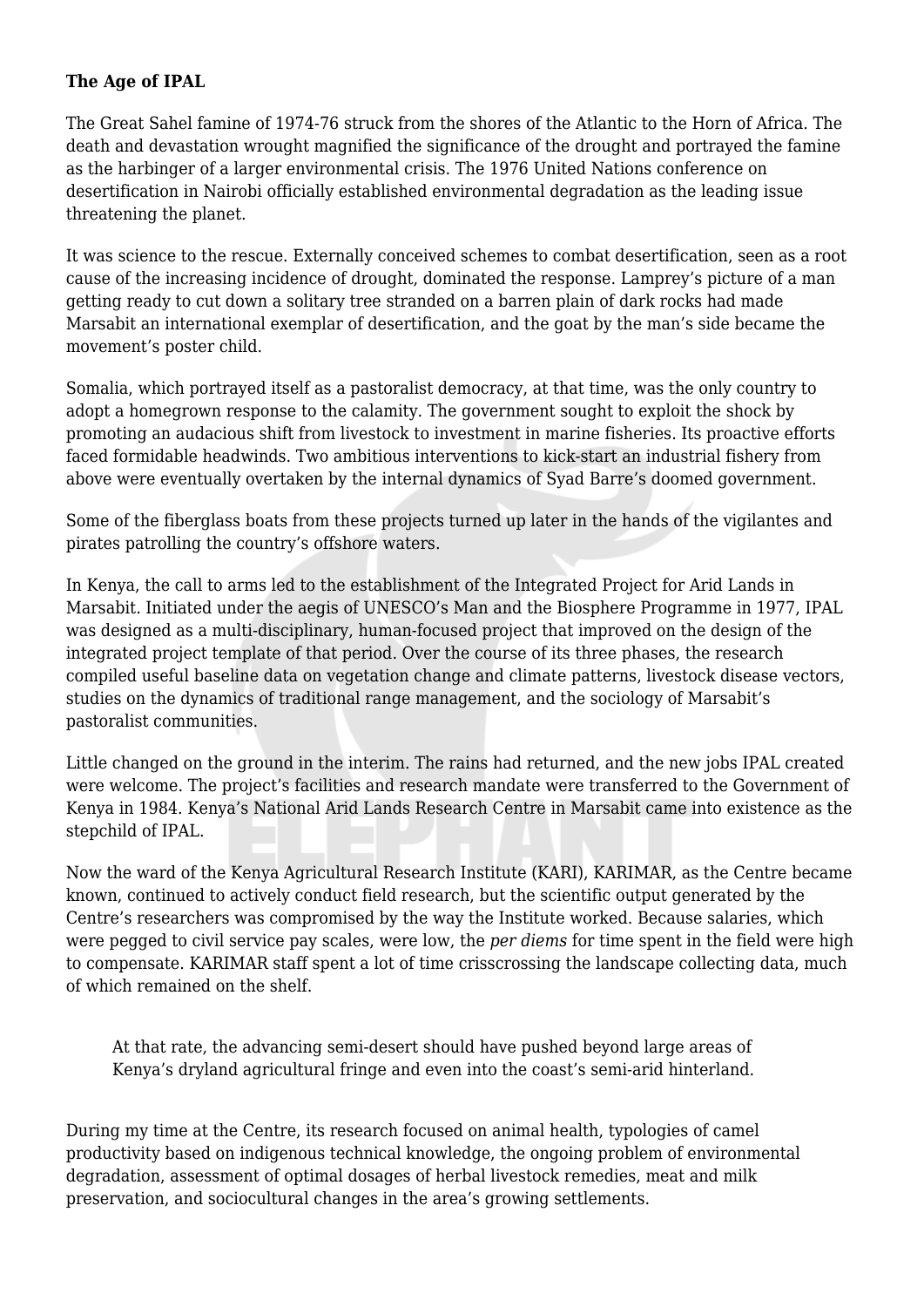**The Age of IPAL**

The Great Sahel famine of 1974-76 struck from the shores of the Atlantic to the Horn of Africa. The death and devastation wrought magnified the significance of the drought and portrayed the famine as the harbinger of a larger environmental crisis. The 1976 United Nations conference on desertification in Nairobi officially established environmental degradation as the leading issue threatening the planet.

It was science to the rescue. Externally conceived schemes to combat desertification, seen as a root cause of the increasing incidence of drought, dominated the response. Lamprey's picture of a man getting ready to cut down a solitary tree stranded on a barren plain of dark rocks had made Marsabit an international exemplar of desertification, and the goat by the man's side became the movement's poster child.

Somalia, which portrayed itself as a pastoralist democracy, at that time, was the only country to adopt a homegrown response to the calamity. The government sought to exploit the shock by promoting an audacious shift from livestock to investment in marine fisheries. Its proactive efforts faced formidable headwinds. Two ambitious interventions to kick-start an industrial fishery from above were eventually overtaken by the internal dynamics of Syad Barre's doomed government.

Some of the fiberglass boats from these projects turned up later in the hands of the vigilantes and pirates patrolling the country's offshore waters.

In Kenya, the call to arms led to the establishment of the Integrated Project for Arid Lands in Marsabit. Initiated under the aegis of UNESCO's Man and the Biosphere Programme in 1977, IPAL was designed as a multi-disciplinary, human-focused project that improved on the design of the integrated project template of that period. Over the course of its three phases, the research compiled useful baseline data on vegetation change and climate patterns, livestock disease vectors, studies on the dynamics of traditional range management, and the sociology of Marsabit's pastoralist communities.

Little changed on the ground in the interim. The rains had returned, and the new jobs IPAL created were welcome. The project's facilities and research mandate were transferred to the Government of Kenya in 1984. Kenya's National Arid Lands Research Centre in Marsabit came into existence as the stepchild of IPAL.

Now the ward of the Kenya Agricultural Research Institute (KARI), KARIMAR, as the Centre became known, continued to actively conduct field research, but the scientific output generated by the Centre's researchers was compromised by the way the Institute worked. Because salaries, which were pegged to civil service pay scales, were low, the *per diems* for time spent in the field were high to compensate. KARIMAR staff spent a lot of time crisscrossing the landscape collecting data, much of which remained on the shelf.

> At that rate, the advancing semi-desert should have pushed beyond large areas of Kenya's dryland agricultural fringe and even into the coast's semi-arid hinterland.

During my time at the Centre, its research focused on animal health, typologies of camel productivity based on indigenous technical knowledge, the ongoing problem of environmental degradation, assessment of optimal dosages of herbal livestock remedies, meat and milk preservation, and sociocultural changes in the area's growing settlements.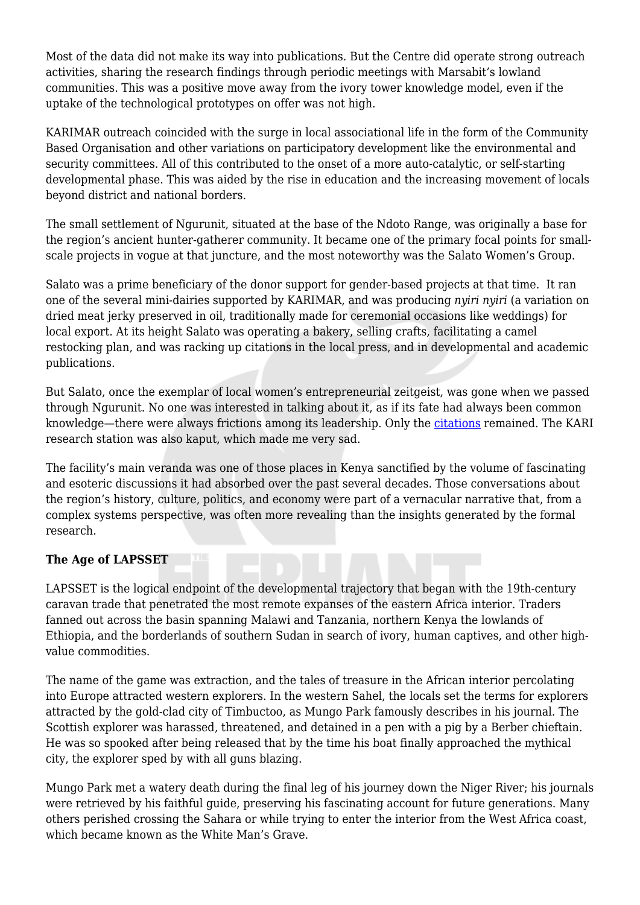Most of the data did not make its way into publications. But the Centre did operate strong outreach activities, sharing the research findings through periodic meetings with Marsabit's lowland communities. This was a positive move away from the ivory tower knowledge model, even if the uptake of the technological prototypes on offer was not high.

KARIMAR outreach coincided with the surge in local associational life in the form of the Community Based Organisation and other variations on participatory development like the environmental and security committees. All of this contributed to the onset of a more auto-catalytic, or self-starting developmental phase. This was aided by the rise in education and the increasing movement of locals beyond district and national borders.

The small settlement of Ngurunit, situated at the base of the Ndoto Range, was originally a base for the region's ancient hunter-gatherer community. It became one of the primary focal points for small-scale projects in vogue at that juncture, and the most noteworthy was the Salato Women's Group.

Salato was a prime beneficiary of the donor support for gender-based projects at that time. It ran one of the several mini-dairies supported by KARIMAR, and was producing *nyiri nyiri* (a variation on dried meat jerky preserved in oil, traditionally made for ceremonial occasions like weddings) for local export. At its height Salato was operating a bakery, selling crafts, facilitating a camel restocking plan, and was racking up citations in the local press, and in developmental and academic publications.

But Salato, once the exemplar of local women's entrepreneurial zeitgeist, was gone when we passed through Ngurunit. No one was interested in talking about it, as if its fate had always been common knowledge—there were always frictions among its leadership. Only the citations remained. The KARI research station was also kaput, which made me very sad.

The facility's main veranda was one of those places in Kenya sanctified by the volume of fascinating and esoteric discussions it had absorbed over the past several decades. Those conversations about the region's history, culture, politics, and economy were part of a vernacular narrative that, from a complex systems perspective, was often more revealing than the insights generated by the formal research.

**The Age of LAPSSET**

LAPSSET is the logical endpoint of the developmental trajectory that began with the 19th-century caravan trade that penetrated the most remote expanses of the eastern Africa interior. Traders fanned out across the basin spanning Malawi and Tanzania, northern Kenya the lowlands of Ethiopia, and the borderlands of southern Sudan in search of ivory, human captives, and other high-value commodities.

The name of the game was extraction, and the tales of treasure in the African interior percolating into Europe attracted western explorers. In the western Sahel, the locals set the terms for explorers attracted by the gold-clad city of Timbuctoo, as Mungo Park famously describes in his journal. The Scottish explorer was harassed, threatened, and detained in a pen with a pig by a Berber chieftain. He was so spooked after being released that by the time his boat finally approached the mythical city, the explorer sped by with all guns blazing.

Mungo Park met a watery death during the final leg of his journey down the Niger River; his journals were retrieved by his faithful guide, preserving his fascinating account for future generations. Many others perished crossing the Sahara or while trying to enter the interior from the West Africa coast, which became known as the White Man's Grave.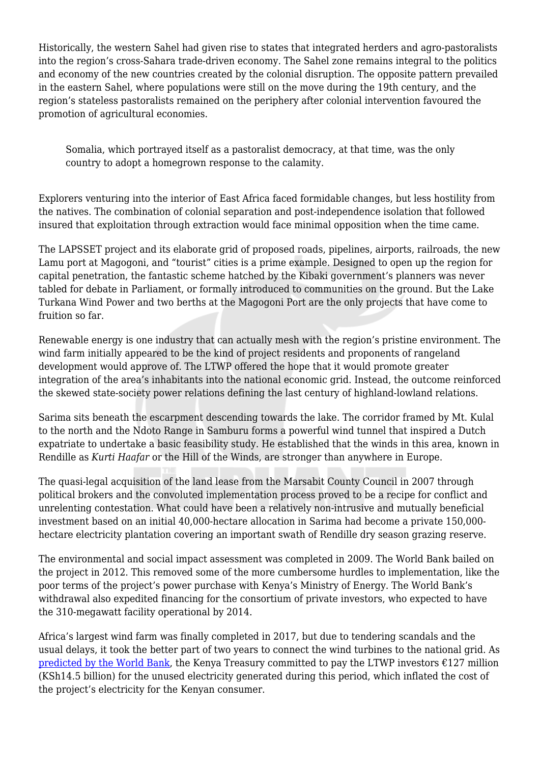Historically, the western Sahel had given rise to states that integrated herders and agro-pastoralists into the region's cross-Sahara trade-driven economy. The Sahel zone remains integral to the politics and economy of the new countries created by the colonial disruption. The opposite pattern prevailed in the eastern Sahel, where populations were still on the move during the 19th century, and the region's stateless pastoralists remained on the periphery after colonial intervention favoured the promotion of agricultural economies.

> Somalia, which portrayed itself as a pastoralist democracy, at that time, was the only country to adopt a homegrown response to the calamity.

Explorers venturing into the interior of East Africa faced formidable changes, but less hostility from the natives. The combination of colonial separation and post-independence isolation that followed insured that exploitation through extraction would face minimal opposition when the time came.

The LAPSSET project and its elaborate grid of proposed roads, pipelines, airports, railroads, the new Lamu port at Magogoni, and "tourist" cities is a prime example. Designed to open up the region for capital penetration, the fantastic scheme hatched by the Kibaki government's planners was never tabled for debate in Parliament, or formally introduced to communities on the ground. But the Lake Turkana Wind Power and two berths at the Magogoni Port are the only projects that have come to fruition so far.

Renewable energy is one industry that can actually mesh with the region's pristine environment. The wind farm initially appeared to be the kind of project residents and proponents of rangeland development would approve of. The LTWP offered the hope that it would promote greater integration of the area's inhabitants into the national economic grid. Instead, the outcome reinforced the skewed state-society power relations defining the last century of highland-lowland relations.

Sarima sits beneath the escarpment descending towards the lake. The corridor framed by Mt. Kulal to the north and the Ndoto Range in Samburu forms a powerful wind tunnel that inspired a Dutch expatriate to undertake a basic feasibility study. He established that the winds in this area, known in Rendille as *Kurti Haafar* or the Hill of the Winds, are stronger than anywhere in Europe.

The quasi-legal acquisition of the land lease from the Marsabit County Council in 2007 through political brokers and the convoluted implementation process proved to be a recipe for conflict and unrelenting contestation. What could have been a relatively non-intrusive and mutually beneficial investment based on an initial 40,000-hectare allocation in Sarima had become a private 150,000-hectare electricity plantation covering an important swath of Rendille dry season grazing reserve.

The environmental and social impact assessment was completed in 2009. The World Bank bailed on the project in 2012. This removed some of the more cumbersome hurdles to implementation, like the poor terms of the project's power purchase with Kenya's Ministry of Energy. The World Bank's withdrawal also expedited financing for the consortium of private investors, who expected to have the 310-megawatt facility operational by 2014.

Africa's largest wind farm was finally completed in 2017, but due to tendering scandals and the usual delays, it took the better part of two years to connect the wind turbines to the national grid. As predicted by the World Bank, the Kenya Treasury committed to pay the LTWP investors €127 million (KSh14.5 billion) for the unused electricity generated during this period, which inflated the cost of the project's electricity for the Kenyan consumer.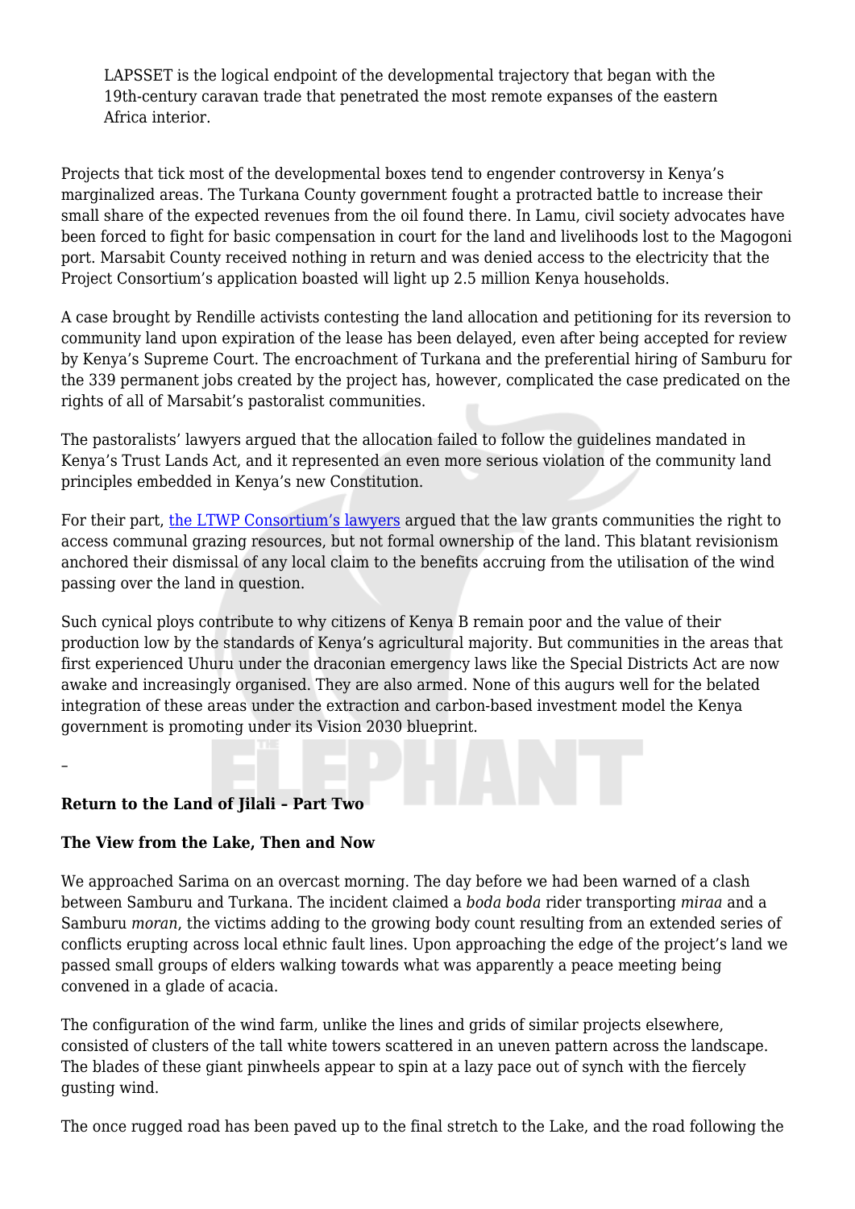> LAPSSET is the logical endpoint of the developmental trajectory that began with the 19th-century caravan trade that penetrated the most remote expanses of the eastern Africa interior.

Projects that tick most of the developmental boxes tend to engender controversy in Kenya's marginalized areas. The Turkana County government fought a protracted battle to increase their small share of the expected revenues from the oil found there. In Lamu, civil society advocates have been forced to fight for basic compensation in court for the land and livelihoods lost to the Magogoni port. Marsabit County received nothing in return and was denied access to the electricity that the Project Consortium's application boasted will light up 2.5 million Kenya households.

A case brought by Rendille activists contesting the land allocation and petitioning for its reversion to community land upon expiration of the lease has been delayed, even after being accepted for review by Kenya's Supreme Court. The encroachment of Turkana and the preferential hiring of Samburu for the 339 permanent jobs created by the project has, however, complicated the case predicated on the rights of all of Marsabit's pastoralist communities.

The pastoralists' lawyers argued that the allocation failed to follow the guidelines mandated in Kenya's Trust Lands Act, and it represented an even more serious violation of the community land principles embedded in Kenya's new Constitution.

For their part, the LTWP Consortium's lawyers argued that the law grants communities the right to access communal grazing resources, but not formal ownership of the land. This blatant revisionism anchored their dismissal of any local claim to the benefits accruing from the utilisation of the wind passing over the land in question.

Such cynical ploys contribute to why citizens of Kenya B remain poor and the value of their production low by the standards of Kenya's agricultural majority. But communities in the areas that first experienced Uhuru under the draconian emergency laws like the Special Districts Act are now awake and increasingly organised. They are also armed. None of this augurs well for the belated integration of these areas under the extraction and carbon-based investment model the Kenya government is promoting under its Vision 2030 blueprint.

–

**Return to the Land of Jilali – Part Two**

**The View from the Lake, Then and Now**

We approached Sarima on an overcast morning. The day before we had been warned of a clash between Samburu and Turkana. The incident claimed a *boda boda* rider transporting *miraa* and a Samburu *moran*, the victims adding to the growing body count resulting from an extended series of conflicts erupting across local ethnic fault lines. Upon approaching the edge of the project's land we passed small groups of elders walking towards what was apparently a peace meeting being convened in a glade of acacia.

The configuration of the wind farm, unlike the lines and grids of similar projects elsewhere, consisted of clusters of the tall white towers scattered in an uneven pattern across the landscape. The blades of these giant pinwheels appear to spin at a lazy pace out of synch with the fiercely gusting wind.

The once rugged road has been paved up to the final stretch to the Lake, and the road following the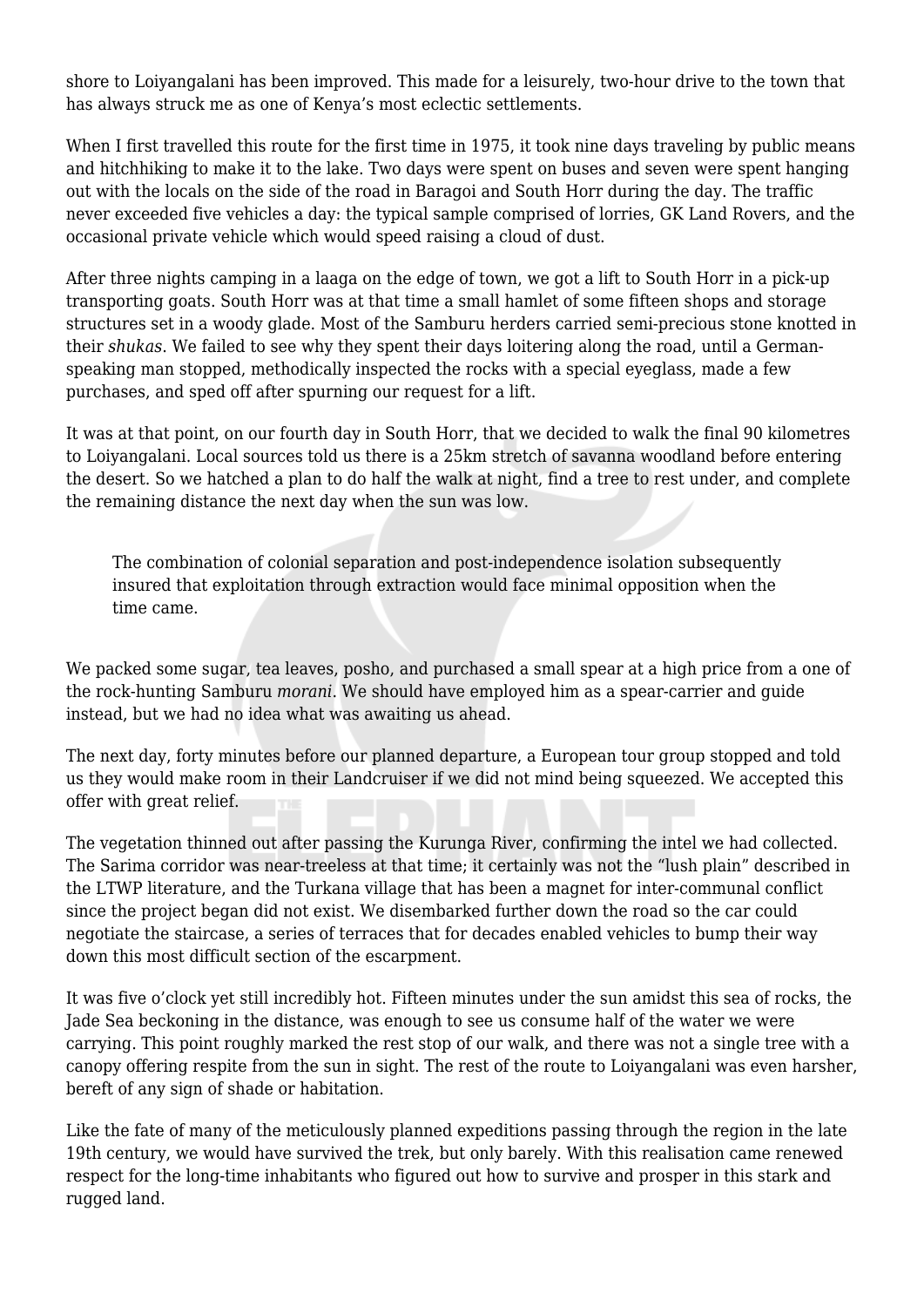shore to Loiyangalani has been improved. This made for a leisurely, two-hour drive to the town that has always struck me as one of Kenya's most eclectic settlements.

When I first travelled this route for the first time in 1975, it took nine days traveling by public means and hitchhiking to make it to the lake. Two days were spent on buses and seven were spent hanging out with the locals on the side of the road in Baragoi and South Horr during the day. The traffic never exceeded five vehicles a day: the typical sample comprised of lorries, GK Land Rovers, and the occasional private vehicle which would speed raising a cloud of dust.

After three nights camping in a laaga on the edge of town, we got a lift to South Horr in a pick-up transporting goats. South Horr was at that time a small hamlet of some fifteen shops and storage structures set in a woody glade. Most of the Samburu herders carried semi-precious stone knotted in their *shukas*. We failed to see why they spent their days loitering along the road, until a German-speaking man stopped, methodically inspected the rocks with a special eyeglass, made a few purchases, and sped off after spurning our request for a lift.

It was at that point, on our fourth day in South Horr, that we decided to walk the final 90 kilometres to Loiyangalani. Local sources told us there is a 25km stretch of savanna woodland before entering the desert. So we hatched a plan to do half the walk at night, find a tree to rest under, and complete the remaining distance the next day when the sun was low.

> The combination of colonial separation and post-independence isolation subsequently insured that exploitation through extraction would face minimal opposition when the time came.

We packed some sugar, tea leaves, posho, and purchased a small spear at a high price from a one of the rock-hunting Samburu *morani*. We should have employed him as a spear-carrier and guide instead, but we had no idea what was awaiting us ahead.

The next day, forty minutes before our planned departure, a European tour group stopped and told us they would make room in their Landcruiser if we did not mind being squeezed. We accepted this offer with great relief.

The vegetation thinned out after passing the Kurunga River, confirming the intel we had collected. The Sarima corridor was near-treeless at that time; it certainly was not the "lush plain" described in the LTWP literature, and the Turkana village that has been a magnet for inter-communal conflict since the project began did not exist. We disembarked further down the road so the car could negotiate the staircase, a series of terraces that for decades enabled vehicles to bump their way down this most difficult section of the escarpment.

It was five o'clock yet still incredibly hot. Fifteen minutes under the sun amidst this sea of rocks, the Jade Sea beckoning in the distance, was enough to see us consume half of the water we were carrying. This point roughly marked the rest stop of our walk, and there was not a single tree with a canopy offering respite from the sun in sight. The rest of the route to Loiyangalani was even harsher, bereft of any sign of shade or habitation.

Like the fate of many of the meticulously planned expeditions passing through the region in the late 19th century, we would have survived the trek, but only barely. With this realisation came renewed respect for the long-time inhabitants who figured out how to survive and prosper in this stark and rugged land.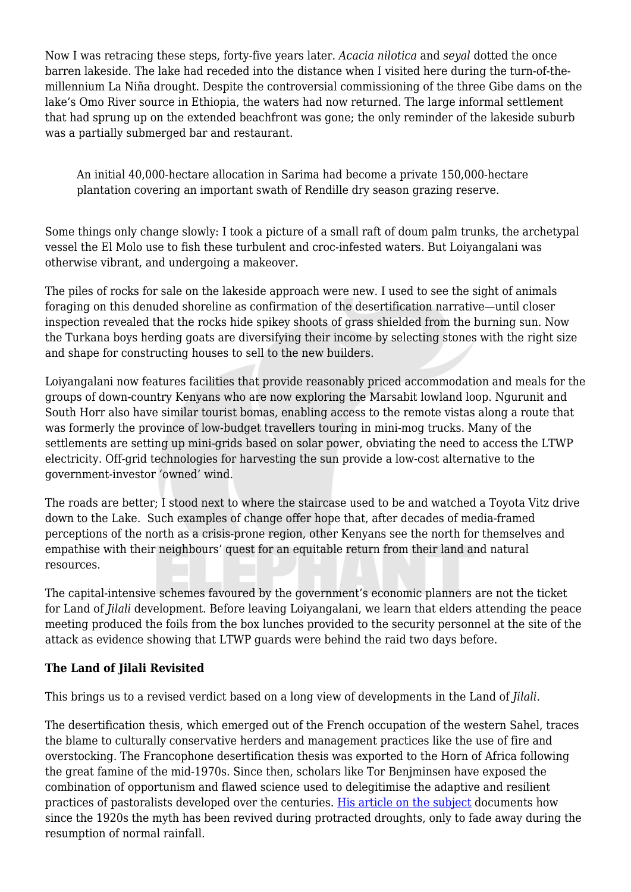Now I was retracing these steps, forty-five years later. *Acacia nilotica* and *seyal* dotted the once barren lakeside. The lake had receded into the distance when I visited here during the turn-of-the-millennium La Niña drought. Despite the controversial commissioning of the three Gibe dams on the lake's Omo River source in Ethiopia, the waters had now returned. The large informal settlement that had sprung up on the extended beachfront was gone; the only reminder of the lakeside suburb was a partially submerged bar and restaurant.

> An initial 40,000-hectare allocation in Sarima had become a private 150,000-hectare plantation covering an important swath of Rendille dry season grazing reserve.

Some things only change slowly: I took a picture of a small raft of doum palm trunks, the archetypal vessel the El Molo use to fish these turbulent and croc-infested waters. But Loiyangalani was otherwise vibrant, and undergoing a makeover.

The piles of rocks for sale on the lakeside approach were new. I used to see the sight of animals foraging on this denuded shoreline as confirmation of the desertification narrative—until closer inspection revealed that the rocks hide spikey shoots of grass shielded from the burning sun. Now the Turkana boys herding goats are diversifying their income by selecting stones with the right size and shape for constructing houses to sell to the new builders.

Loiyangalani now features facilities that provide reasonably priced accommodation and meals for the groups of down-country Kenyans who are now exploring the Marsabit lowland loop. Ngurunit and South Horr also have similar tourist bomas, enabling access to the remote vistas along a route that was formerly the province of low-budget travellers touring in mini-mog trucks. Many of the settlements are setting up mini-grids based on solar power, obviating the need to access the LTWP electricity. Off-grid technologies for harvesting the sun provide a low-cost alternative to the government-investor 'owned' wind.

The roads are better; I stood next to where the staircase used to be and watched a Toyota Vitz drive down to the Lake. Such examples of change offer hope that, after decades of media-framed perceptions of the north as a crisis-prone region, other Kenyans see the north for themselves and empathise with their neighbours' quest for an equitable return from their land and natural resources.

The capital-intensive schemes favoured by the government's economic planners are not the ticket for Land of *Jilali* development. Before leaving Loiyangalani, we learn that elders attending the peace meeting produced the foils from the box lunches provided to the security personnel at the site of the attack as evidence showing that LTWP guards were behind the raid two days before.

**The Land of Jilali Revisited**

This brings us to a revised verdict based on a long view of developments in the Land of *Jilali*.

The desertification thesis, which emerged out of the French occupation of the western Sahel, traces the blame to culturally conservative herders and management practices like the use of fire and overstocking. The Francophone desertification thesis was exported to the Horn of Africa following the great famine of the mid-1970s. Since then, scholars like Tor Benjminsen have exposed the combination of opportunism and flawed science used to delegitimise the adaptive and resilient practices of pastoralists developed over the centuries. His article on the subject documents how since the 1920s the myth has been revived during protracted droughts, only to fade away during the resumption of normal rainfall.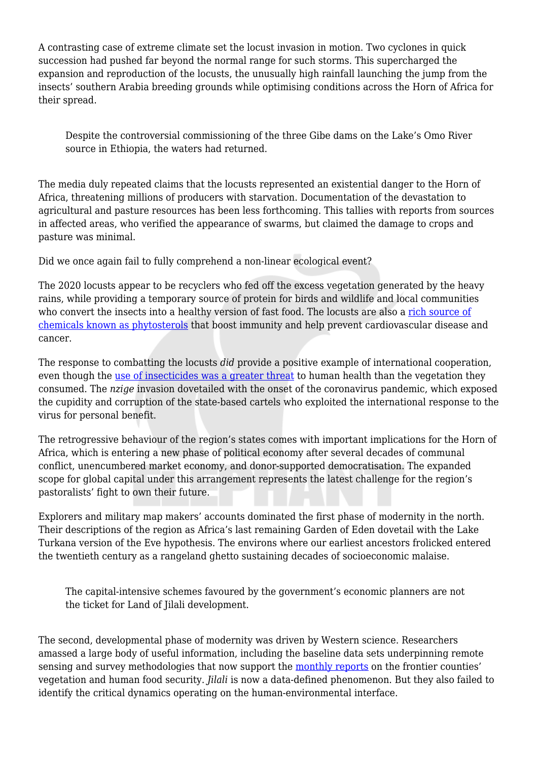A contrasting case of extreme climate set the locust invasion in motion. Two cyclones in quick succession had pushed far beyond the normal range for such storms. This supercharged the expansion and reproduction of the locusts, the unusually high rainfall launching the jump from the insects' southern Arabia breeding grounds while optimising conditions across the Horn of Africa for their spread.

> Despite the controversial commissioning of the three Gibe dams on the Lake's Omo River source in Ethiopia, the waters had returned.

The media duly repeated claims that the locusts represented an existential danger to the Horn of Africa, threatening millions of producers with starvation. Documentation of the devastation to agricultural and pasture resources has been less forthcoming. This tallies with reports from sources in affected areas, who verified the appearance of swarms, but claimed the damage to crops and pasture was minimal.

Did we once again fail to fully comprehend a non-linear ecological event?

The 2020 locusts appear to be recyclers who fed off the excess vegetation generated by the heavy rains, while providing a temporary source of protein for birds and wildlife and local communities who convert the insects into a healthy version of fast food. The locusts are also a rich source of chemicals known as phytosterols that boost immunity and help prevent cardiovascular disease and cancer.

The response to combatting the locusts *did* provide a positive example of international cooperation, even though the use of insecticides was a greater threat to human health than the vegetation they consumed. The *nzige* invasion dovetailed with the onset of the coronavirus pandemic, which exposed the cupidity and corruption of the state-based cartels who exploited the international response to the virus for personal benefit.

The retrogressive behaviour of the region's states comes with important implications for the Horn of Africa, which is entering a new phase of political economy after several decades of communal conflict, unencumbered market economy, and donor-supported democratisation. The expanded scope for global capital under this arrangement represents the latest challenge for the region's pastoralists' fight to own their future.

Explorers and military map makers' accounts dominated the first phase of modernity in the north. Their descriptions of the region as Africa's last remaining Garden of Eden dovetail with the Lake Turkana version of the Eve hypothesis. The environs where our earliest ancestors frolicked entered the twentieth century as a rangeland ghetto sustaining decades of socioeconomic malaise.

> The capital-intensive schemes favoured by the government's economic planners are not the ticket for Land of Jilali development.

The second, developmental phase of modernity was driven by Western science. Researchers amassed a large body of useful information, including the baseline data sets underpinning remote sensing and survey methodologies that now support the monthly reports on the frontier counties' vegetation and human food security. *Jilali* is now a data-defined phenomenon. But they also failed to identify the critical dynamics operating on the human-environmental interface.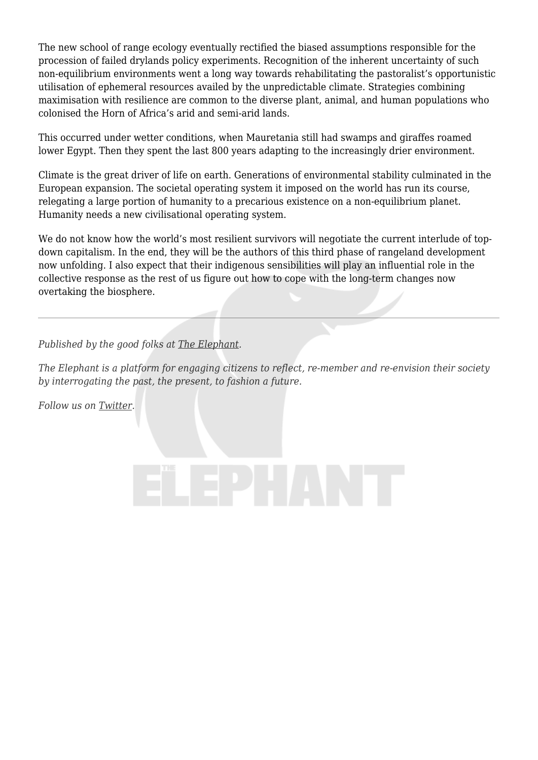The new school of range ecology eventually rectified the biased assumptions responsible for the procession of failed drylands policy experiments. Recognition of the inherent uncertainty of such non-equilibrium environments went a long way towards rehabilitating the pastoralist's opportunistic utilisation of ephemeral resources availed by the unpredictable climate. Strategies combining maximisation with resilience are common to the diverse plant, animal, and human populations who colonised the Horn of Africa's arid and semi-arid lands.

This occurred under wetter conditions, when Mauretania still had swamps and giraffes roamed lower Egypt. Then they spent the last 800 years adapting to the increasingly drier environment.

Climate is the great driver of life on earth. Generations of environmental stability culminated in the European expansion. The societal operating system it imposed on the world has run its course, relegating a large portion of humanity to a precarious existence on a non-equilibrium planet. Humanity needs a new civilisational operating system.

We do not know how the world's most resilient survivors will negotiate the current interlude of top-down capitalism. In the end, they will be the authors of this third phase of rangeland development now unfolding. I also expect that their indigenous sensibilities will play an influential role in the collective response as the rest of us figure out how to cope with the long-term changes now overtaking the biosphere.

---

*Published by the good folks at The Elephant.*

*The Elephant is a platform for engaging citizens to reflect, re-member and re-envision their society by interrogating the past, the present, to fashion a future.*

*Follow us on Twitter.*